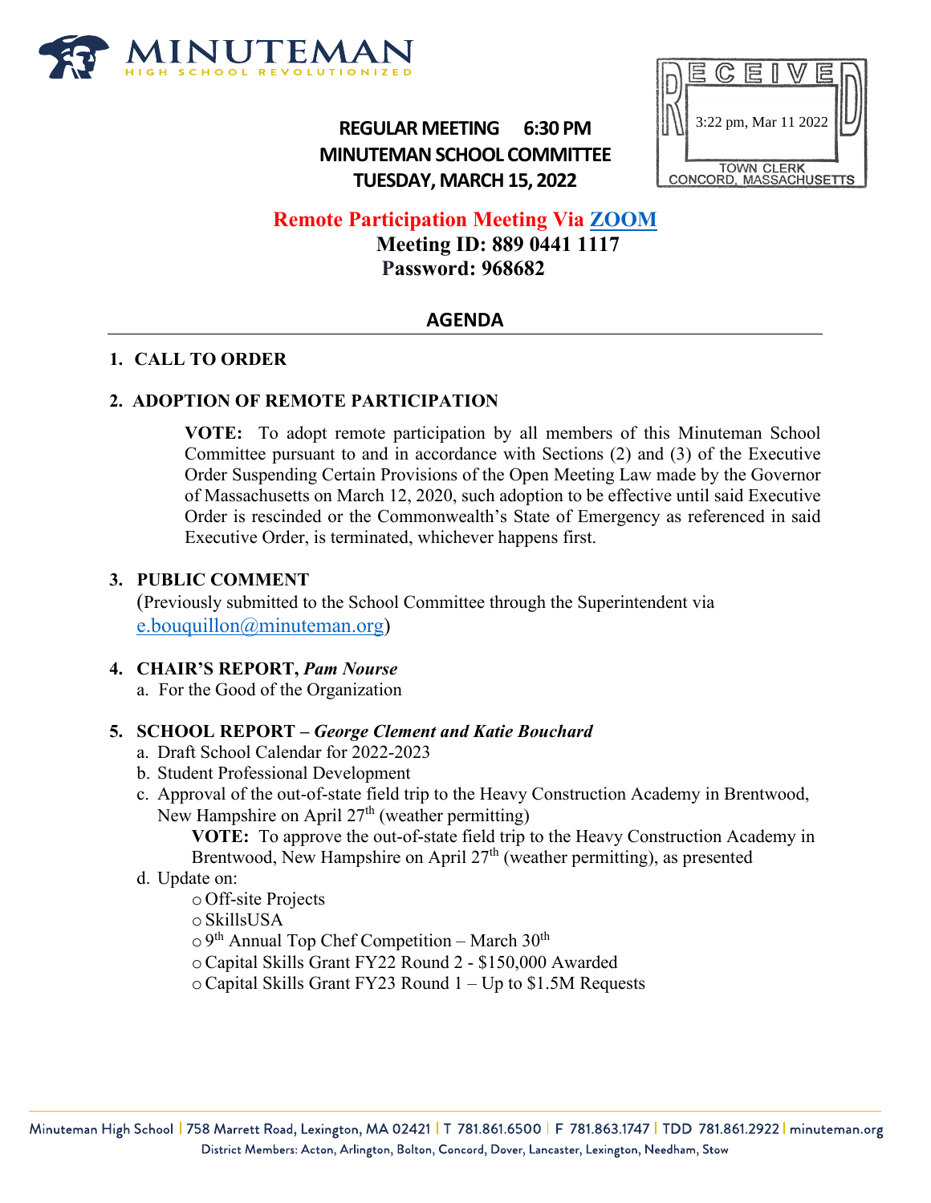MINUTEMAN
HIGH SCHOOL REVOLUTIONIZED

RECEIVED
3:22 pm, Mar 11 2022
TOWN CLERK
CONCORD, MASSACHUSETTS

**REGULAR MEETING 6:30 PM**
**MINUTEMAN SCHOOL COMMITTEE**
**TUESDAY, MARCH 15, 2022**

**Remote Participation Meeting Via [ZOOM]**
**Meeting ID: 889 0441 1117**
**Password: 968682**

## AGENDA

**1. CALL TO ORDER**

**2. ADOPTION OF REMOTE PARTICIPATION**

> **VOTE:** To adopt remote participation by all members of this Minuteman School Committee pursuant to and in accordance with Sections (2) and (3) of the Executive Order Suspending Certain Provisions of the Open Meeting Law made by the Governor of Massachusetts on March 12, 2020, such adoption to be effective until said Executive Order is rescinded or the Commonwealth's State of Emergency as referenced in said Executive Order, is terminated, whichever happens first.

**3. PUBLIC COMMENT**
(Previously submitted to the School Committee through the Superintendent via e.bouquillon@minuteman.org)

**4. CHAIR'S REPORT,** ***Pam Nourse***
a. For the Good of the Organization

**5. SCHOOL REPORT –** ***George Clement and Katie Bouchard***
a. Draft School Calendar for 2022-2023
b. Student Professional Development
c. Approval of the out-of-state field trip to the Heavy Construction Academy in Brentwood, New Hampshire on April 27th (weather permitting)
> **VOTE:** To approve the out-of-state field trip to the Heavy Construction Academy in Brentwood, New Hampshire on April 27th (weather permitting), as presented

d. Update on:
- Off-site Projects
- SkillsUSA
- 9th Annual Top Chef Competition – March 30th
- Capital Skills Grant FY22 Round 2 - $150,000 Awarded
- Capital Skills Grant FY23 Round 1 – Up to $1.5M Requests

Minuteman High School | 758 Marrett Road, Lexington, MA 02421 | T 781.861.6500 | F 781.863.1747 | TDD 781.861.2922 | minuteman.org
District Members: Acton, Arlington, Bolton, Concord, Dover, Lancaster, Lexington, Needham, Stow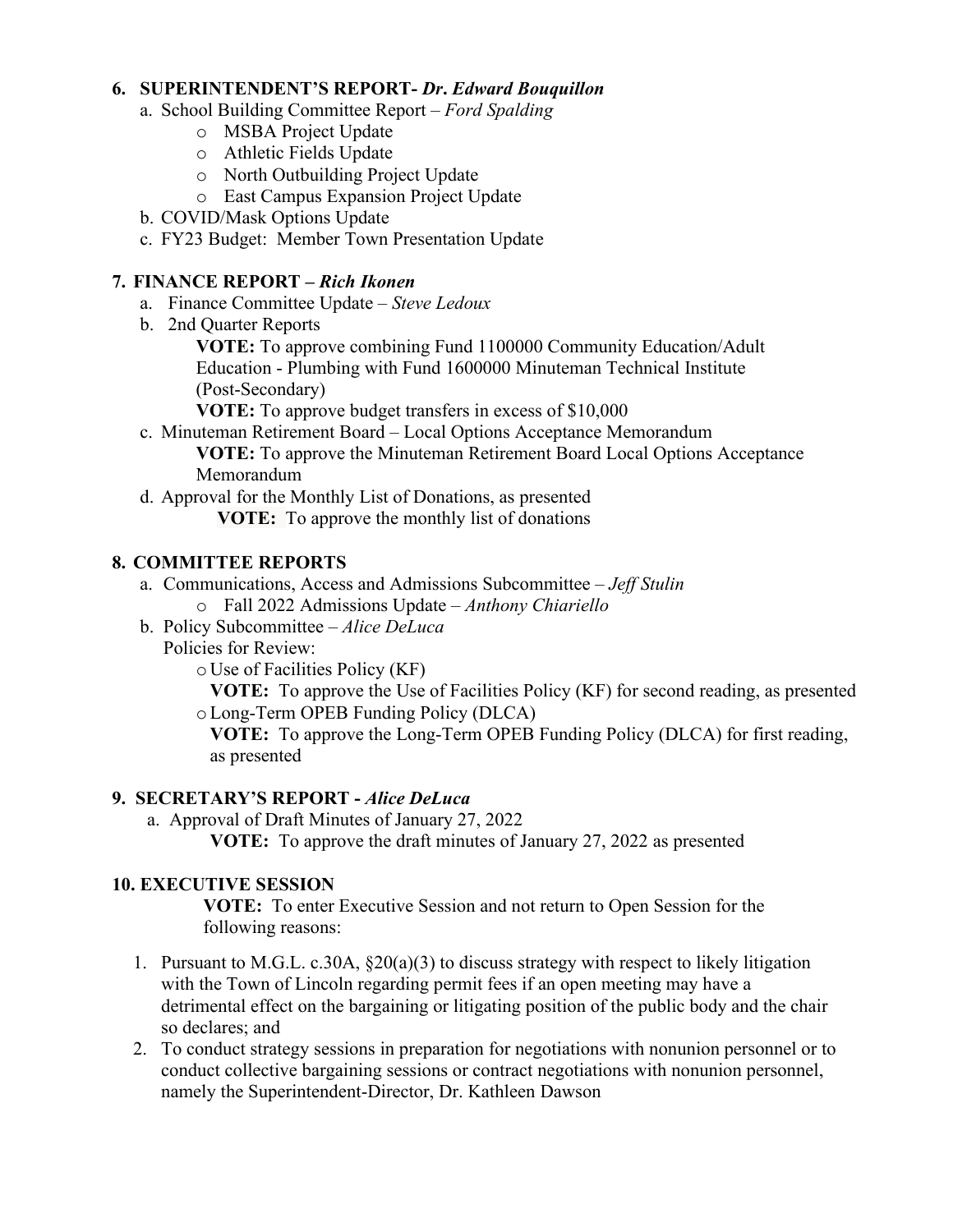6. **SUPERINTENDENT'S REPORT-** ***Dr. Edward Bouquillon***
   a. School Building Committee Report – *Ford Spalding*
      - MSBA Project Update
      - Athletic Fields Update
      - North Outbuilding Project Update
      - East Campus Expansion Project Update
   b. COVID/Mask Options Update
   c. FY23 Budget: Member Town Presentation Update

7. **FINANCE REPORT –** ***Rich Ikonen***
   a. Finance Committee Update – *Steve Ledoux*
   b. 2nd Quarter Reports

      **VOTE:** To approve combining Fund 1100000 Community Education/Adult Education - Plumbing with Fund 1600000 Minuteman Technical Institute (Post-Secondary)

      **VOTE:** To approve budget transfers in excess of $10,000
   c. Minuteman Retirement Board – Local Options Acceptance Memorandum

      **VOTE:** To approve the Minuteman Retirement Board Local Options Acceptance Memorandum
   d. Approval for the Monthly List of Donations, as presented

      **VOTE:** To approve the monthly list of donations

8. **COMMITTEE REPORTS**
   a. Communications, Access and Admissions Subcommittee – *Jeff Stulin*
      - Fall 2022 Admissions Update – *Anthony Chiariello*
   b. Policy Subcommittee – *Alice DeLuca*

      Policies for Review:
      - Use of Facilities Policy (KF)

        **VOTE:** To approve the Use of Facilities Policy (KF) for second reading, as presented
      - Long-Term OPEB Funding Policy (DLCA)

        **VOTE:** To approve the Long-Term OPEB Funding Policy (DLCA) for first reading, as presented

9. **SECRETARY'S REPORT -** ***Alice DeLuca***
   a. Approval of Draft Minutes of January 27, 2022

      **VOTE:** To approve the draft minutes of January 27, 2022 as presented

10. **EXECUTIVE SESSION**

    **VOTE:** To enter Executive Session and not return to Open Session for the following reasons:

    1. Pursuant to M.G.L. c.30A, §20(a)(3) to discuss strategy with respect to likely litigation with the Town of Lincoln regarding permit fees if an open meeting may have a detrimental effect on the bargaining or litigating position of the public body and the chair so declares; and
    2. To conduct strategy sessions in preparation for negotiations with nonunion personnel or to conduct collective bargaining sessions or contract negotiations with nonunion personnel, namely the Superintendent-Director, Dr. Kathleen Dawson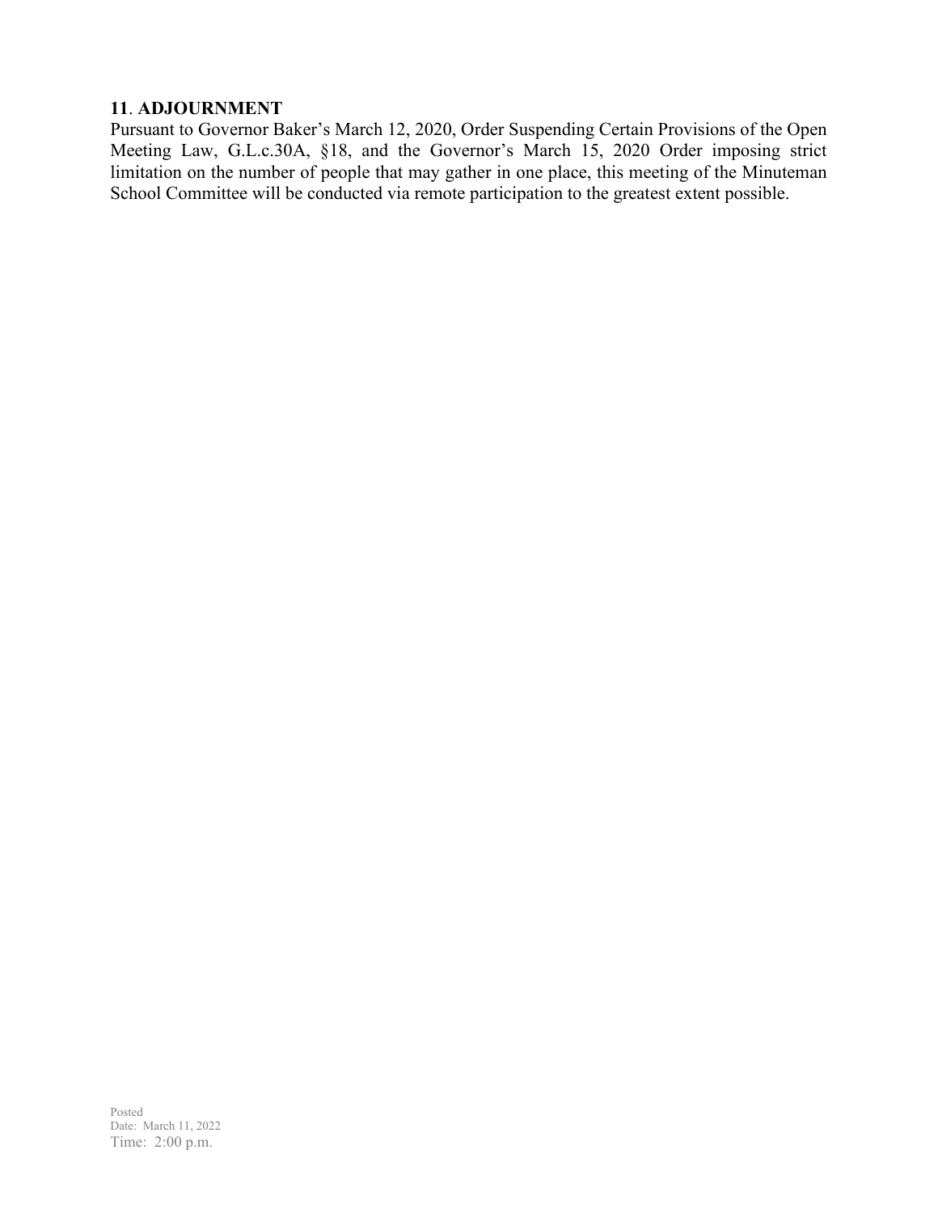**11**. **ADJOURNMENT**

Pursuant to Governor Baker's March 12, 2020, Order Suspending Certain Provisions of the Open Meeting Law, G.L.c.30A, §18, and the Governor's March 15, 2020 Order imposing strict limitation on the number of people that may gather in one place, this meeting of the Minuteman School Committee will be conducted via remote participation to the greatest extent possible.

Posted
Date: March 11, 2022
Time: 2:00 p.m.